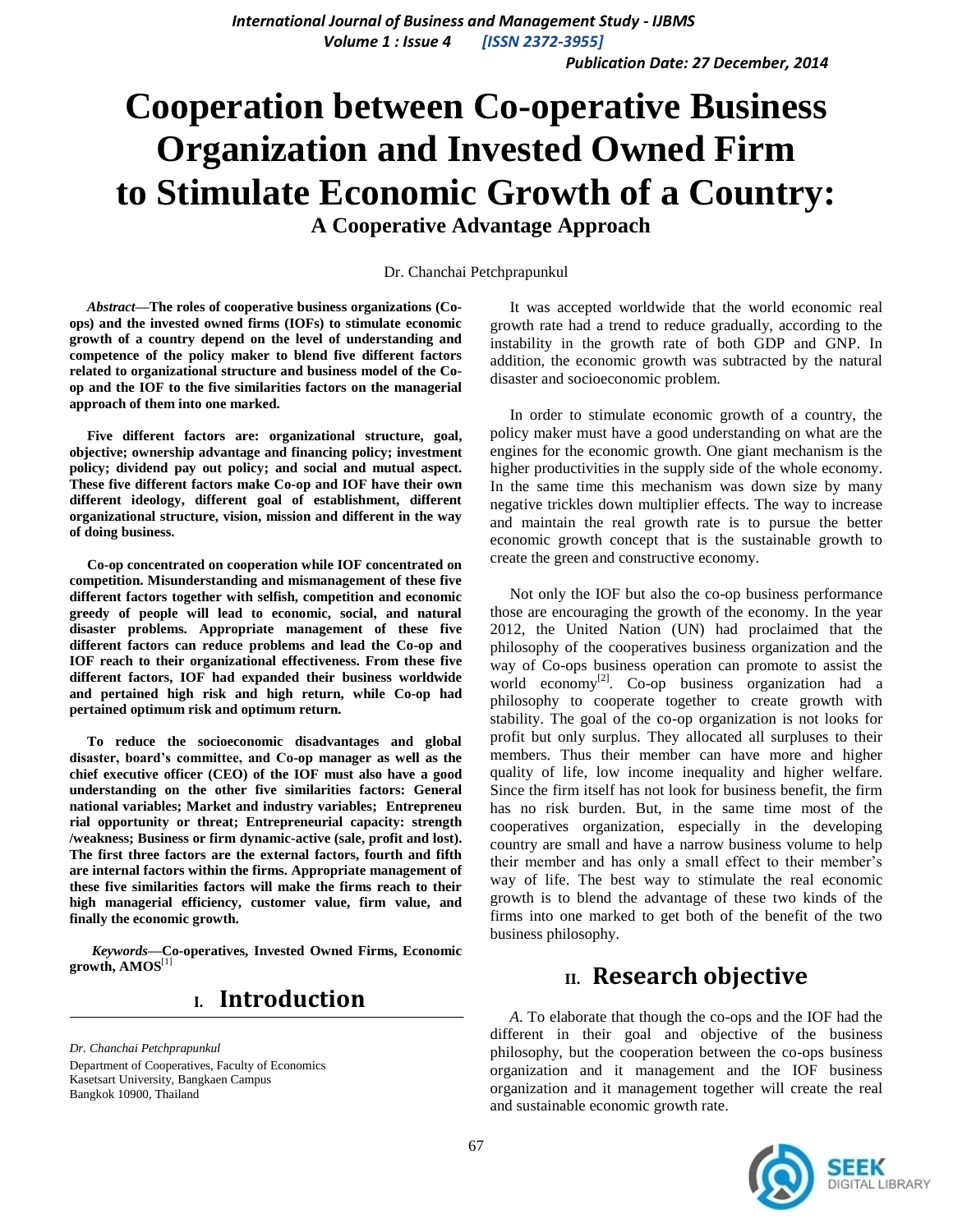# Cooperation between Co-operative Business Organization and Invested Owned Firm to Stimulate Economic Growth of a Country:

## A Cooperative Advantage Approach

Dr. Chanchai Petchprapunkul

***Abstract*—The roles of cooperative business organizations (Co-ops) and the invested owned firms (IOFs) to stimulate economic growth of a country depend on the level of understanding and competence of the policy maker to blend five different factors related to organizational structure and business model of the Co-op and the IOF to the five similarities factors on the managerial approach of them into one marked.**

**Five different factors are: organizational structure, goal, objective; ownership advantage and financing policy; investment policy; dividend pay out policy; and social and mutual aspect. These five different factors make Co-op and IOF have their own different ideology, different goal of establishment, different organizational structure, vision, mission and different in the way of doing business.**

**Co-op concentrated on cooperation while IOF concentrated on competition. Misunderstanding and mismanagement of these five different factors together with selfish, competition and economic greedy of people will lead to economic, social, and natural disaster problems. Appropriate management of these five different factors can reduce problems and lead the Co-op and IOF reach to their organizational effectiveness. From these five different factors, IOF had expanded their business worldwide and pertained high risk and high return, while Co-op had pertained optimum risk and optimum return.**

**To reduce the socioeconomic disadvantages and global disaster, board's committee, and Co-op manager as well as the chief executive officer (CEO) of the IOF must also have a good understanding on the other five similarities factors: General national variables; Market and industry variables; Entrepreneu rial opportunity or threat; Entrepreneurial capacity: strength /weakness; Business or firm dynamic-active (sale, profit and lost). The first three factors are the external factors, fourth and fifth are internal factors within the firms. Appropriate management of these five similarities factors will make the firms reach to their high managerial efficiency, customer value, firm value, and finally the economic growth.**

***Keywords*—Co-operatives, Invested Owned Firms, Economic growth, AMOS**[1]

## I. Introduction

*Dr. Chanchai Petchprapunkul*
Department of Cooperatives, Faculty of Economics
Kasetsart University, Bangkaen Campus
Bangkok 10900, Thailand

It was accepted worldwide that the world economic real growth rate had a trend to reduce gradually, according to the instability in the growth rate of both GDP and GNP. In addition, the economic growth was subtracted by the natural disaster and socioeconomic problem.

In order to stimulate economic growth of a country, the policy maker must have a good understanding on what are the engines for the economic growth. One giant mechanism is the higher productivities in the supply side of the whole economy. In the same time this mechanism was down size by many negative trickles down multiplier effects. The way to increase and maintain the real growth rate is to pursue the better economic growth concept that is the sustainable growth to create the green and constructive economy.

Not only the IOF but also the co-op business performance those are encouraging the growth of the economy. In the year 2012, the United Nation (UN) had proclaimed that the philosophy of the cooperatives business organization and the way of Co-ops business operation can promote to assist the world economy[2]. Co-op business organization had a philosophy to cooperate together to create growth with stability. The goal of the co-op organization is not looks for profit but only surplus. They allocated all surpluses to their members. Thus their member can have more and higher quality of life, low income inequality and higher welfare. Since the firm itself has not look for business benefit, the firm has no risk burden. But, in the same time most of the cooperatives organization, especially in the developing country are small and have a narrow business volume to help their member and has only a small effect to their member's way of life. The best way to stimulate the real economic growth is to blend the advantage of these two kinds of the firms into one marked to get both of the benefit of the two business philosophy.

## II. Research objective

*A.* To elaborate that though the co-ops and the IOF had the different in their goal and objective of the business philosophy, but the cooperation between the co-ops business organization and it management and the IOF business organization and it management together will create the real and sustainable economic growth rate.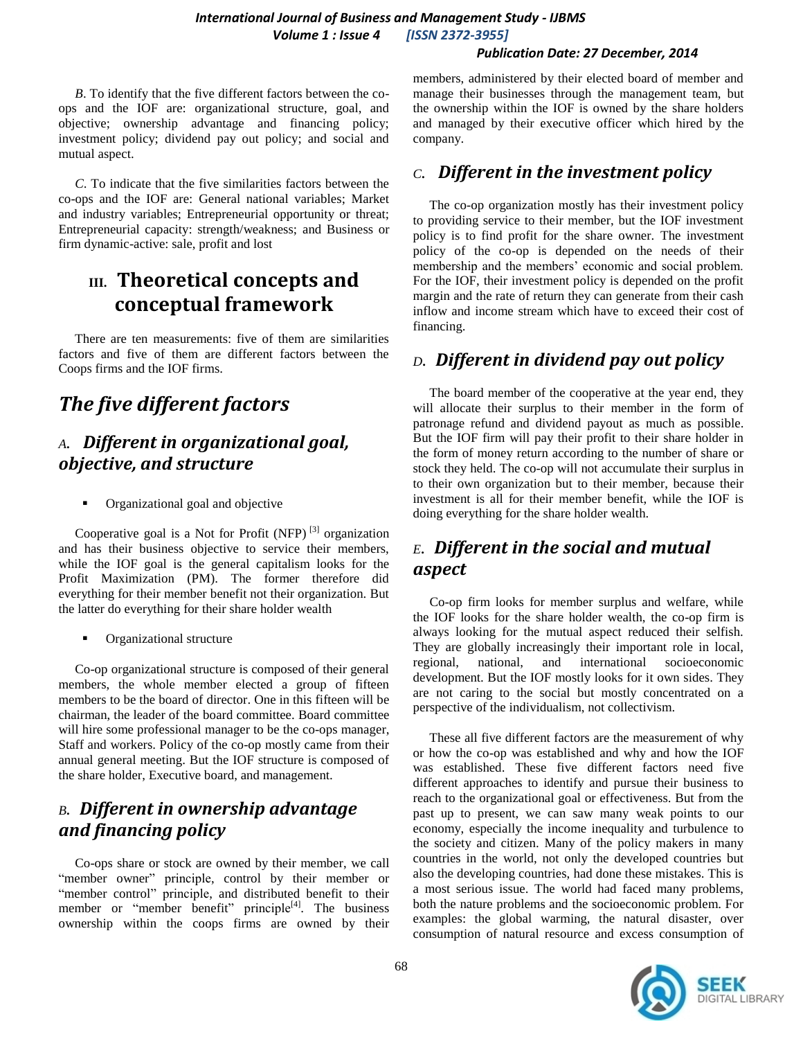*B*. To identify that the five different factors between the co-ops and the IOF are: organizational structure, goal, and objective; ownership advantage and financing policy; investment policy; dividend pay out policy; and social and mutual aspect.

*C*. To indicate that the five similarities factors between the co-ops and the IOF are: General national variables; Market and industry variables; Entrepreneurial opportunity or threat; Entrepreneurial capacity: strength/weakness; and Business or firm dynamic-active: sale, profit and lost

# III. Theoretical concepts and conceptual framework

There are ten measurements: five of them are similarities factors and five of them are different factors between the Coops firms and the IOF firms.

## *The five different factors*

### *A. Different in organizational goal, objective, and structure*

- Organizational goal and objective

Cooperative goal is a Not for Profit (NFP) [3] organization and has their business objective to service their members, while the IOF goal is the general capitalism looks for the Profit Maximization (PM). The former therefore did everything for their member benefit not their organization. But the latter do everything for their share holder wealth

- Organizational structure

Co-op organizational structure is composed of their general members, the whole member elected a group of fifteen members to be the board of director. One in this fifteen will be chairman, the leader of the board committee. Board committee will hire some professional manager to be the co-ops manager, Staff and workers. Policy of the co-op mostly came from their annual general meeting. But the IOF structure is composed of the share holder, Executive board, and management.

### *B. Different in ownership advantage and financing policy*

Co-ops share or stock are owned by their member, we call "member owner" principle, control by their member or "member control" principle, and distributed benefit to their member or "member benefit" principle[4]. The business ownership within the coops firms are owned by their members, administered by their elected board of member and manage their businesses through the management team, but the ownership within the IOF is owned by the share holders and managed by their executive officer which hired by the company.

### *C. Different in the investment policy*

The co-op organization mostly has their investment policy to providing service to their member, but the IOF investment policy is to find profit for the share owner. The investment policy of the co-op is depended on the needs of their membership and the members' economic and social problem. For the IOF, their investment policy is depended on the profit margin and the rate of return they can generate from their cash inflow and income stream which have to exceed their cost of financing.

### *D. Different in dividend pay out policy*

The board member of the cooperative at the year end, they will allocate their surplus to their member in the form of patronage refund and dividend payout as much as possible. But the IOF firm will pay their profit to their share holder in the form of money return according to the number of share or stock they held. The co-op will not accumulate their surplus in to their own organization but to their member, because their investment is all for their member benefit, while the IOF is doing everything for the share holder wealth.

### *E. Different in the social and mutual aspect*

Co-op firm looks for member surplus and welfare, while the IOF looks for the share holder wealth, the co-op firm is always looking for the mutual aspect reduced their selfish. They are globally increasingly their important role in local, regional, national, and international socioeconomic development. But the IOF mostly looks for it own sides. They are not caring to the social but mostly concentrated on a perspective of the individualism, not collectivism.

These all five different factors are the measurement of why or how the co-op was established and why and how the IOF was established. These five different factors need five different approaches to identify and pursue their business to reach to the organizational goal or effectiveness. But from the past up to present, we can saw many weak points to our economy, especially the income inequality and turbulence to the society and citizen. Many of the policy makers in many countries in the world, not only the developed countries but also the developing countries, had done these mistakes. This is a most serious issue. The world had faced many problems, both the nature problems and the socioeconomic problem. For examples: the global warming, the natural disaster, over consumption of natural resource and excess consumption of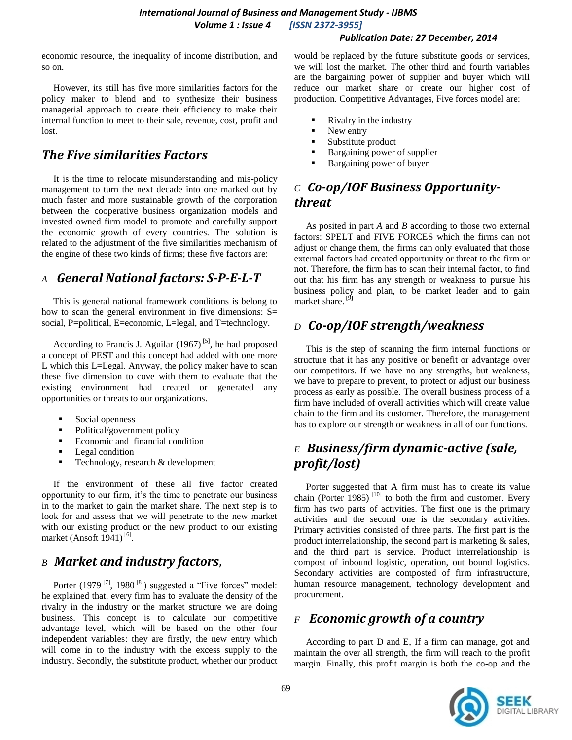economic resource, the inequality of income distribution, and so on.

However, its still has five more similarities factors for the policy maker to blend and to synthesize their business managerial approach to create their efficiency to make their internal function to meet to their sale, revenue, cost, profit and lost.

## The Five similarities Factors

It is the time to relocate misunderstanding and mis-policy management to turn the next decade into one marked out by much faster and more sustainable growth of the corporation between the cooperative business organization models and invested owned firm model to promote and carefully support the economic growth of every countries. The solution is related to the adjustment of the five similarities mechanism of the engine of these two kinds of firms; these five factors are:

### *A* General National factors: S-P-E-L-T

This is general national framework conditions is belong to how to scan the general environment in five dimensions: S= social, P=political, E=economic, L=legal, and T=technology.

According to Francis J. Aguilar (1967) [5], he had proposed a concept of PEST and this concept had added with one more L which this L=Legal. Anyway, the policy maker have to scan these five dimension to cove with them to evaluate that the existing environment had created or generated any opportunities or threats to our organizations.

- Social openness
- Political/government policy
- Economic and financial condition
- Legal condition
- Technology, research & development

If the environment of these all five factor created opportunity to our firm, it's the time to penetrate our business in to the market to gain the market share. The next step is to look for and assess that we will penetrate to the new market with our existing product or the new product to our existing market (Ansoft 1941) [6].

### *B* Market and industry factors,

Porter (1979 [7], 1980 [8]) suggested a "Five forces" model: he explained that, every firm has to evaluate the density of the rivalry in the industry or the market structure we are doing business. This concept is to calculate our competitive advantage level, which will be based on the other four independent variables: they are firstly, the new entry which will come in to the industry with the excess supply to the industry. Secondly, the substitute product, whether our product would be replaced by the future substitute goods or services, we will lost the market. The other third and fourth variables are the bargaining power of supplier and buyer which will reduce our market share or create our higher cost of production. Competitive Advantages, Five forces model are:

- Rivalry in the industry
- New entry
- Substitute product
- Bargaining power of supplier
- Bargaining power of buyer

### *C* Co-op/IOF Business Opportunity-threat

As posited in part *A* and *B* according to those two external factors: SPELT and FIVE FORCES which the firms can not adjust or change them, the firms can only evaluated that those external factors had created opportunity or threat to the firm or not. Therefore, the firm has to scan their internal factor, to find out that his firm has any strength or weakness to pursue his business policy and plan, to be market leader and to gain market share. [9]

### *D* Co-op/IOF strength/weakness

This is the step of scanning the firm internal functions or structure that it has any positive or benefit or advantage over our competitors. If we have no any strengths, but weakness, we have to prepare to prevent, to protect or adjust our business process as early as possible. The overall business process of a firm have included of overall activities which will create value chain to the firm and its customer. Therefore, the management has to explore our strength or weakness in all of our functions.

### *E* Business/firm dynamic-active (sale, profit/lost)

Porter suggested that A firm must has to create its value chain (Porter 1985) [10] to both the firm and customer. Every firm has two parts of activities. The first one is the primary activities and the second one is the secondary activities. Primary activities consisted of three parts. The first part is the product interrelationship, the second part is marketing & sales, and the third part is service. Product interrelationship is compost of inbound logistic, operation, out bound logistics. Secondary activities are composted of firm infrastructure, human resource management, technology development and procurement.

### *F* Economic growth of a country

According to part D and E, If a firm can manage, got and maintain the over all strength, the firm will reach to the profit margin. Finally, this profit margin is both the co-op and the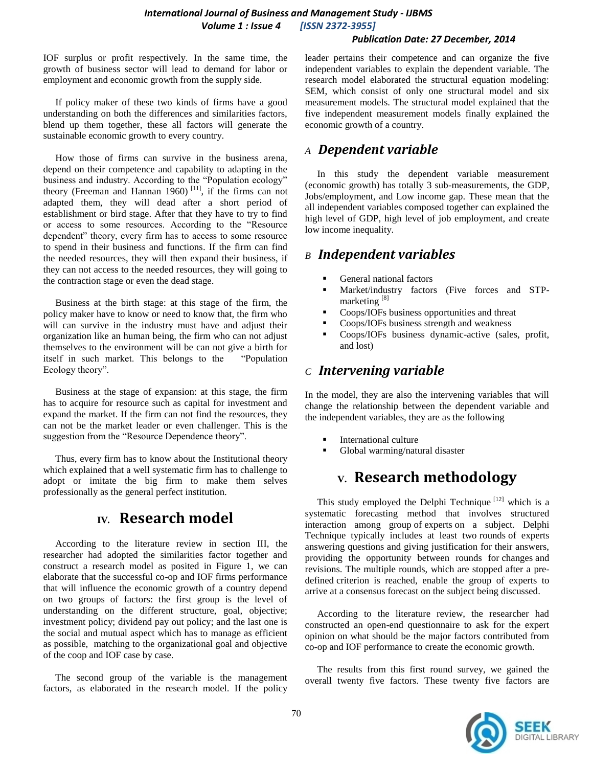IOF surplus or profit respectively. In the same time, the growth of business sector will lead to demand for labor or employment and economic growth from the supply side.

If policy maker of these two kinds of firms have a good understanding on both the differences and similarities factors, blend up them together, these all factors will generate the sustainable economic growth to every country.

How those of firms can survive in the business arena, depend on their competence and capability to adapting in the business and industry. According to the "Population ecology" theory (Freeman and Hannan 1960) [11], if the firms can not adapted them, they will dead after a short period of establishment or bird stage. After that they have to try to find or access to some resources. According to the "Resource dependent" theory, every firm has to access to some resource to spend in their business and functions. If the firm can find the needed resources, they will then expand their business, if they can not access to the needed resources, they will going to the contraction stage or even the dead stage.

Business at the birth stage: at this stage of the firm, the policy maker have to know or need to know that, the firm who will can survive in the industry must have and adjust their organization like an human being, the firm who can not adjust themselves to the environment will be can not give a birth for itself in such market. This belongs to the "Population Ecology theory".

Business at the stage of expansion: at this stage, the firm has to acquire for resource such as capital for investment and expand the market. If the firm can not find the resources, they can not be the market leader or even challenger. This is the suggestion from the "Resource Dependence theory".

Thus, every firm has to know about the Institutional theory which explained that a well systematic firm has to challenge to adopt or imitate the big firm to make them selves professionally as the general perfect institution.

# IV. Research model

According to the literature review in section III, the researcher had adopted the similarities factor together and construct a research model as posited in Figure 1, we can elaborate that the successful co-op and IOF firms performance that will influence the economic growth of a country depend on two groups of factors: the first group is the level of understanding on the different structure, goal, objective; investment policy; dividend pay out policy; and the last one is the social and mutual aspect which has to manage as efficient as possible, matching to the organizational goal and objective of the coop and IOF case by case.

The second group of the variable is the management factors, as elaborated in the research model. If the policy leader pertains their competence and can organize the five independent variables to explain the dependent variable. The research model elaborated the structural equation modeling: SEM, which consist of only one structural model and six measurement models. The structural model explained that the five independent measurement models finally explained the economic growth of a country.

## A Dependent variable

In this study the dependent variable measurement (economic growth) has totally 3 sub-measurements, the GDP, Jobs/employment, and Low income gap. These mean that the all independent variables composed together can explained the high level of GDP, high level of job employment, and create low income inequality.

## B Independent variables

- General national factors
- Market/industry factors (Five forces and STP-marketing [8]
- Coops/IOFs business opportunities and threat
- Coops/IOFs business strength and weakness
- Coops/IOFs business dynamic-active (sales, profit, and lost)

## C Intervening variable

In the model, they are also the intervening variables that will change the relationship between the dependent variable and the independent variables, they are as the following

- International culture
- Global warming/natural disaster

# V. Research methodology

This study employed the Delphi Technique [12] which is a systematic forecasting method that involves structured interaction among group of experts on a subject. Delphi Technique typically includes at least two rounds of experts answering questions and giving justification for their answers, providing the opportunity between rounds for changes and revisions. The multiple rounds, which are stopped after a pre-defined criterion is reached, enable the group of experts to arrive at a consensus forecast on the subject being discussed.

According to the literature review, the researcher had constructed an open-end questionnaire to ask for the expert opinion on what should be the major factors contributed from co-op and IOF performance to create the economic growth.

The results from this first round survey, we gained the overall twenty five factors. These twenty five factors are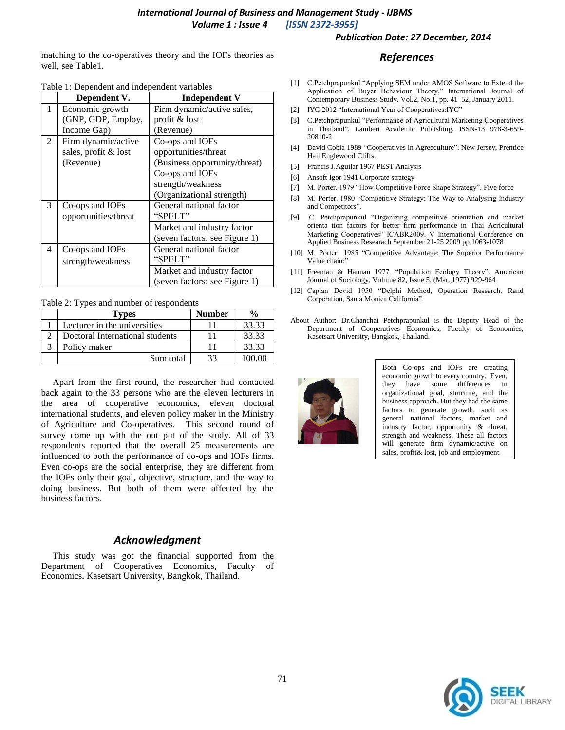matching to the co-operatives theory and the IOFs theories as well, see Table1.

Table 1: Dependent and independent variables

| | Dependent V. | Independent V |
|---|---|---|
| 1 | Economic growth (GNP, GDP, Employ, Income Gap) | Firm dynamic/active sales, profit & lost (Revenue) |
| 2 | Firm dynamic/active sales, profit & lost (Revenue) | Co-ops and IOFs opportunities/threat (Business opportunity/threat) |
| | | Co-ops and IOFs strength/weakness (Organizational strength) |
| 3 | Co-ops and IOFs opportunities/threat | General national factor "SPELT" |
| | | Market and industry factor (seven factors: see Figure 1) |
| 4 | Co-ops and IOFs strength/weakness | General national factor "SPELT" |
| | | Market and industry factor (seven factors: see Figure 1) |

Table 2: Types and number of respondents

| | Types | Number | % |
|---|---|---|---|
| 1 | Lecturer in the universities | 11 | 33.33 |
| 2 | Doctoral International students | 11 | 33.33 |
| 3 | Policy maker | 11 | 33.33 |
| | Sum total | 33 | 100.00 |

Apart from the first round, the researcher had contacted back again to the 33 persons who are the eleven lecturers in the area of cooperative economics, eleven doctoral international students, and eleven policy maker in the Ministry of Agriculture and Co-operatives. This second round of survey come up with the out put of the study. All of 33 respondents reported that the overall 25 measurements are influenced to both the performance of co-ops and IOFs firms. Even co-ops are the social enterprise, they are different from the IOFs only their goal, objective, structure, and the way to doing business. But both of them were affected by the business factors.

## *Acknowledgment*

This study was got the financial supported from the Department of Cooperatives Economics, Faculty of Economics, Kasetsart University, Bangkok, Thailand.

## *References*

[1] C.Petchprapunkul "Applying SEM under AMOS Software to Extend the Application of Buyer Behaviour Theory," International Journal of Contemporary Business Study. Vol.2, No.1, pp. 41–52, January 2011.

[2] IYC 2012 "International Year of Cooperatives:IYC"

[3] C.Petchprapunkul "Performance of Agricultural Marketing Cooperatives in Thailand", Lambert Academic Publishing, ISSN-13 978-3-659-20810-2

[4] David Cobia 1989 "Cooperatives in Agreeculture". New Jersey, Prentice Hall Englewood Cliffs.

[5] Francis J.Aguilar 1967 PEST Analysis

[6] Ansoft Igor 1941 Corporate strategy

[7] M. Porter. 1979 "How Competitive Force Shape Strategy". Five force

[8] M. Porter. 1980 "Competitive Strategy: The Way to Analysing Industry and Competitors".

[9] C. Petchprapunkul "Organizing competitive orientation and market orienta tion factors for better firm performance in Thai Acricultural Marketing Cooperatives" ICABR2009. V International Conference on Applied Business Researarch September 21-25 2009 pp 1063-1078

[10] M. Porter 1985 "Competitive Advantage: The Superior Performance Value chain:"

[11] Freeman & Hannan 1977. "Population Ecology Theory". American Journal of Sociology, Volume 82, Issue 5, (Mar.,1977) 929-964

[12] Caplan Devid 1950 "Delphi Method, Operation Research, Rand Corperation, Santa Monica California".

About Author: Dr.Chanchai Petchprapunkul is the Deputy Head of the Department of Cooperatives Economics, Faculty of Economics, Kasetsart University, Bangkok, Thailand.

Both Co-ops and IOFs are creating economic growth to every country. Even, they have some differences in organizational goal, structure, and the business approach. But they had the same factors to generate growth, such as general national factors, market and industry factor, opportunity & threat, strength and weakness. These all factors will generate firm dynamic/active on sales, profit& lost, job and employment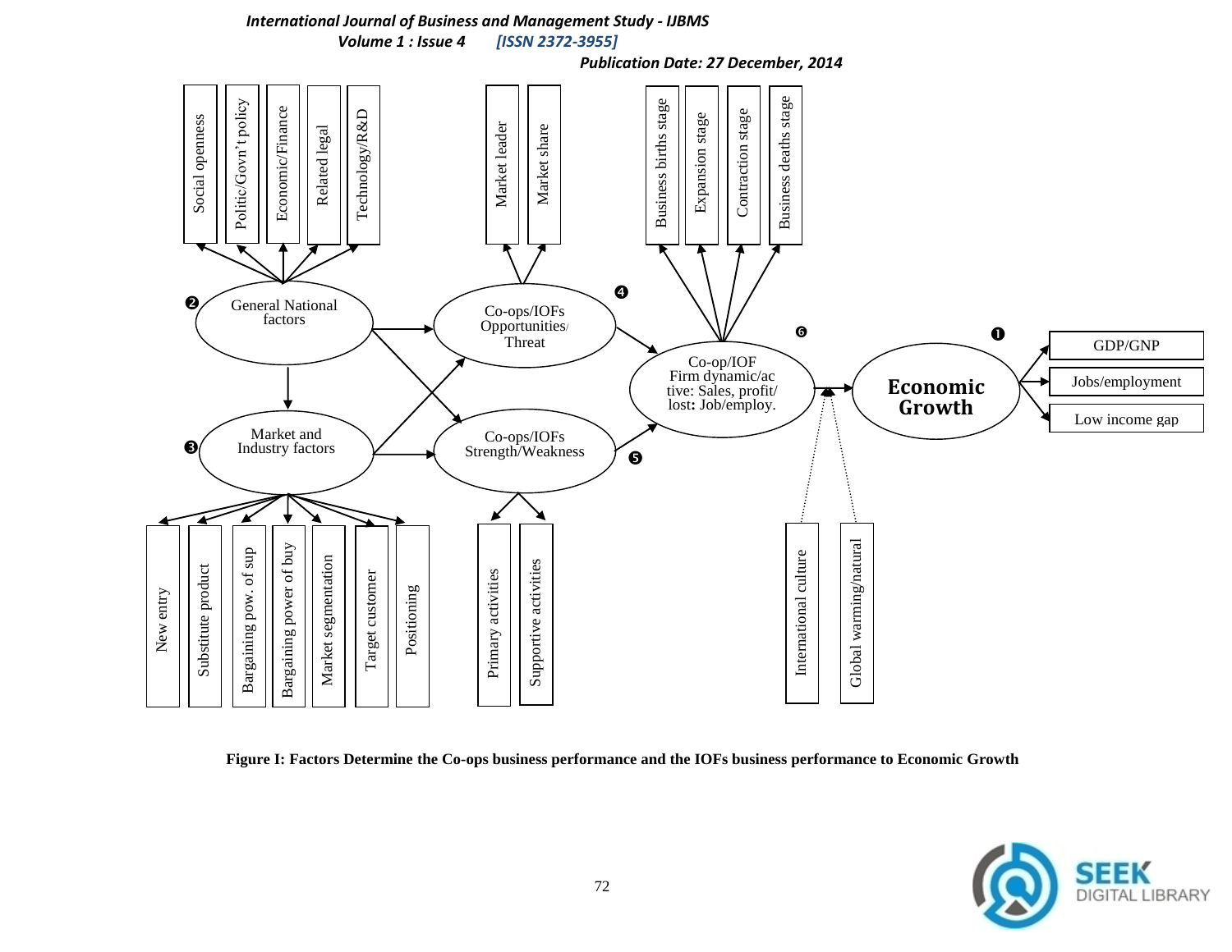Social openness

Politic/Govn't policy

Economic/Finance

Related legal

Technology/R&D

Market leader

Market share

Business births stage

Expansion stage

Contraction stage

Business deaths stage

❷ General National factors

Co-ops/IOFs Opportunities/ Threat

❹

Co-op/IOF Firm dynamic/active: Sales, profit/ lost: Job/employ.

❻

❶

Economic Growth

GDP/GNP

Jobs/employment

Low income gap

❸ Market and Industry factors

Co-ops/IOFs Strength/Weakness

❺

New entry

Substitute product

Bargaining pow. of sup

Bargaining power of buy

Market segmentation

Target customer

Positioning

Primary activities

Supportive activities

International culture

Global warming/natural

**Figure I: Factors Determine the Co-ops business performance and the IOFs business performance to Economic Growth**